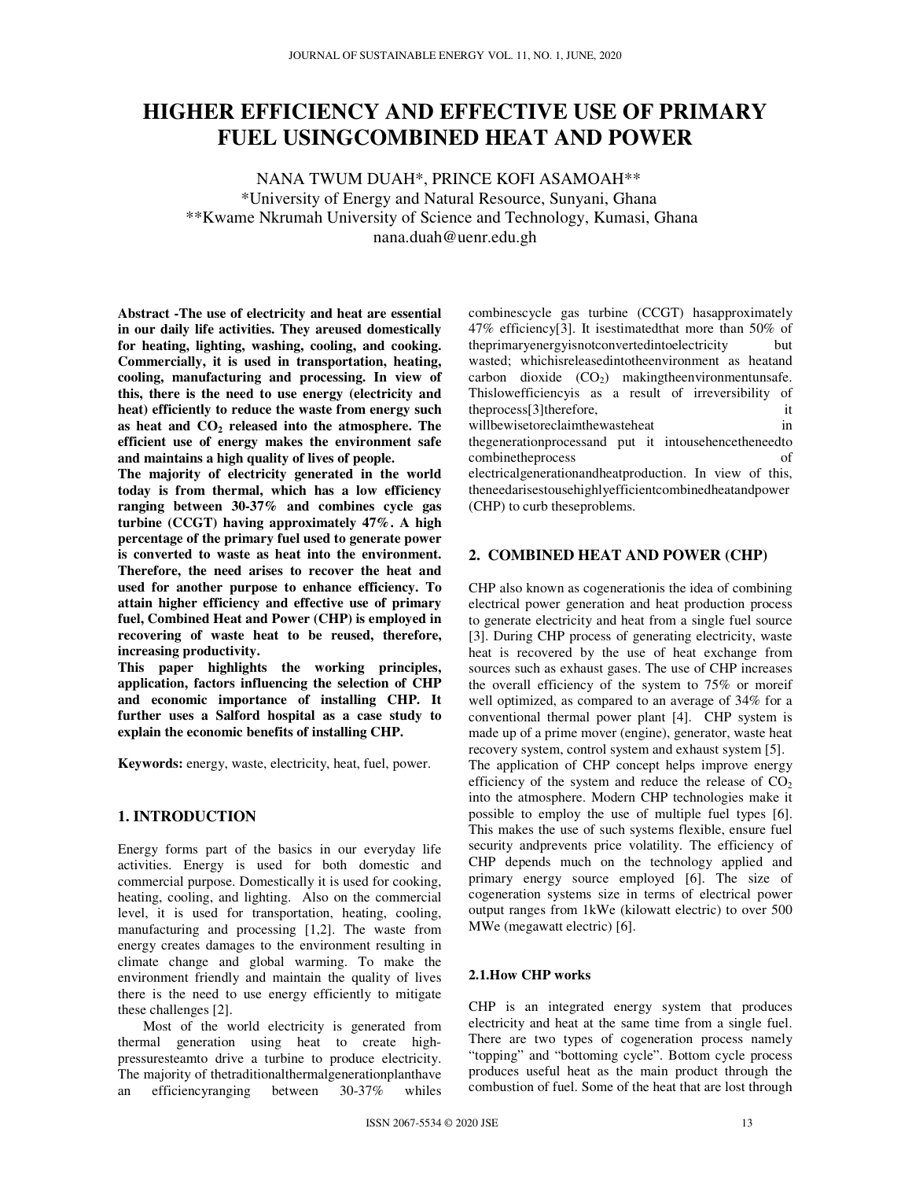# HIGHER EFFICIENCY AND EFFECTIVE USE OF PRIMARY FUEL USINGCOMBINED HEAT AND POWER

NANA TWUM DUAH*, PRINCE KOFI ASAMOAH**

*University of Energy and Natural Resource, Sunyani, Ghana

**Kwame Nkrumah University of Science and Technology, Kumasi, Ghana

nana.duah@uenr.edu.gh

**Abstract -The use of electricity and heat are essential in our daily life activities. They areused domestically for heating, lighting, washing, cooling, and cooking. Commercially, it is used in transportation, heating, cooling, manufacturing and processing. In view of this, there is the need to use energy (electricity and heat) efficiently to reduce the waste from energy such as heat and $CO_2$ released into the atmosphere. The efficient use of energy makes the environment safe and maintains a high quality of lives of people.**

**The majority of electricity generated in the world today is from thermal, which has a low efficiency ranging between 30-37% and combines cycle gas turbine (CCGT) having approximately 47%. A high percentage of the primary fuel used to generate power is converted to waste as heat into the environment. Therefore, the need arises to recover the heat and used for another purpose to enhance efficiency. To attain higher efficiency and effective use of primary fuel, Combined Heat and Power (CHP) is employed in recovering of waste heat to be reused, therefore, increasing productivity.**

**This paper highlights the working principles, application, factors influencing the selection of CHP and economic importance of installing CHP. It further uses a Salford hospital as a case study to explain the economic benefits of installing CHP.**

**Keywords:** energy, waste, electricity, heat, fuel, power.

## 1. INTRODUCTION

Energy forms part of the basics in our everyday life activities. Energy is used for both domestic and commercial purpose. Domestically it is used for cooking, heating, cooling, and lighting. Also on the commercial level, it is used for transportation, heating, cooling, manufacturing and processing [1,2]. The waste from energy creates damages to the environment resulting in climate change and global warming. To make the environment friendly and maintain the quality of lives there is the need to use energy efficiently to mitigate these challenges [2].

Most of the world electricity is generated from thermal generation using heat to create high-pressuresteamto drive a turbine to produce electricity. The majority of thetraditionalthermalgenerationplanthave an efficiencyranging between 30-37% whiles combinescycle gas turbine (CCGT) hasapproximately 47% efficiency[3]. It isestimatedthat more than 50% of theprimaryenergyisnotconvertedintoelectricity but wasted; whichisreleasedintotheenvironment as heatand carbon dioxide ($CO_2$) makingtheenvironmentunsafe. Thislowefficiencyis as a result of irreversibility of theprocess[3]therefore, it willbewisetoreclaimthewasteheat in thegenerationprocessand put it intousehencetheneedto combinetheprocess of electricalgenerationandheatproduction. In view of this, theneedarisestousehighlyefficientcombinedheatandpower (CHP) to curb theseproblems.

## 2. COMBINED HEAT AND POWER (CHP)

CHP also known as cogenerationis the idea of combining electrical power generation and heat production process to generate electricity and heat from a single fuel source [3]. During CHP process of generating electricity, waste heat is recovered by the use of heat exchange from sources such as exhaust gases. The use of CHP increases the overall efficiency of the system to 75% or moreif well optimized, as compared to an average of 34% for a conventional thermal power plant [4]. CHP system is made up of a prime mover (engine), generator, waste heat recovery system, control system and exhaust system [5].

The application of CHP concept helps improve energy efficiency of the system and reduce the release of $CO_2$ into the atmosphere. Modern CHP technologies make it possible to employ the use of multiple fuel types [6]. This makes the use of such systems flexible, ensure fuel security andprevents price volatility. The efficiency of CHP depends much on the technology applied and primary energy source employed [6]. The size of cogeneration systems size in terms of electrical power output ranges from 1kWe (kilowatt electric) to over 500 MWe (megawatt electric) [6].

### 2.1.How CHP works

CHP is an integrated energy system that produces electricity and heat at the same time from a single fuel. There are two types of cogeneration process namely "topping" and "bottoming cycle". Bottom cycle process produces useful heat as the main product through the combustion of fuel. Some of the heat that are lost through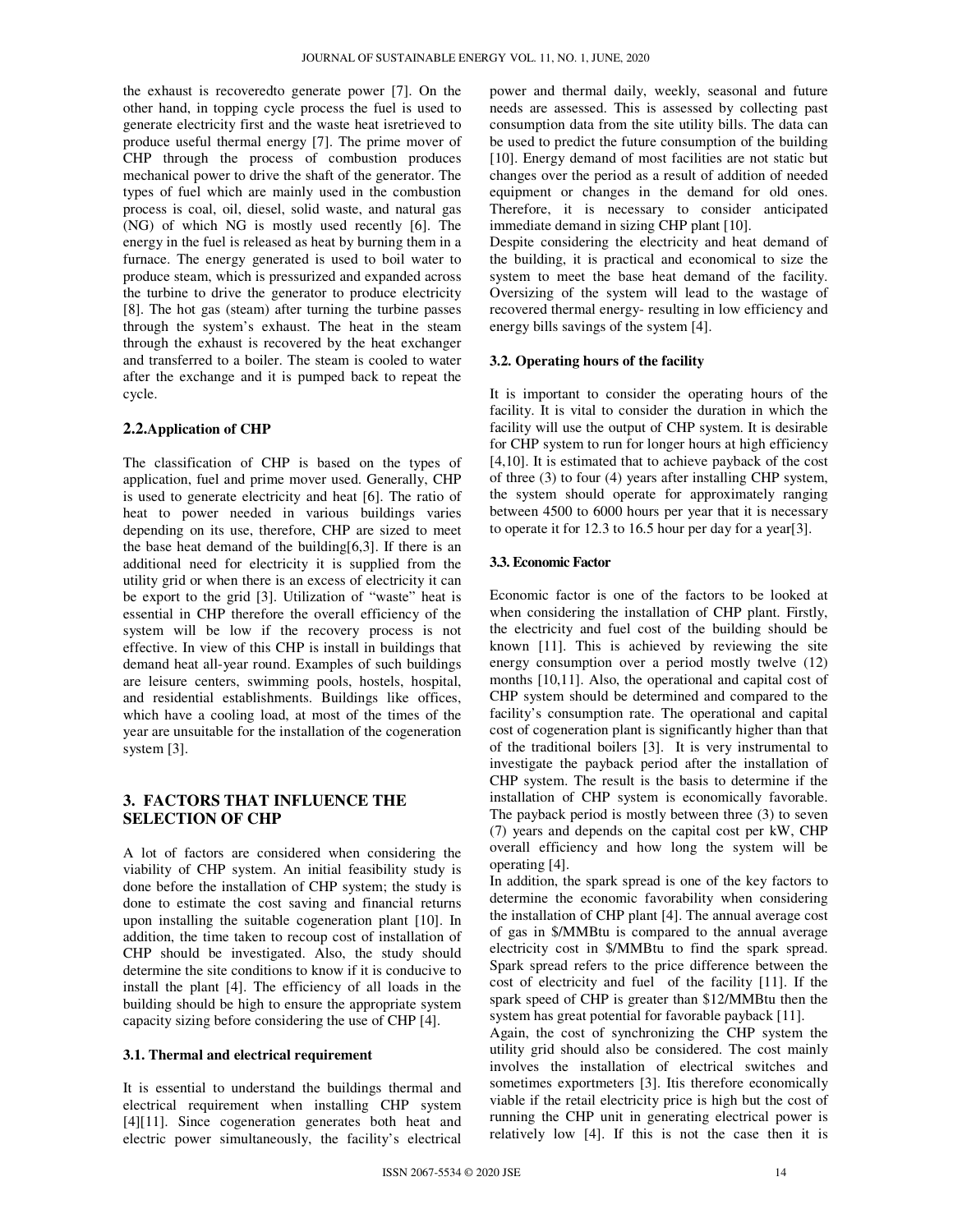the exhaust is recoveredto generate power [7]. On the other hand, in topping cycle process the fuel is used to generate electricity first and the waste heat isretrieved to produce useful thermal energy [7]. The prime mover of CHP through the process of combustion produces mechanical power to drive the shaft of the generator. The types of fuel which are mainly used in the combustion process is coal, oil, diesel, solid waste, and natural gas (NG) of which NG is mostly used recently [6]. The energy in the fuel is released as heat by burning them in a furnace. The energy generated is used to boil water to produce steam, which is pressurized and expanded across the turbine to drive the generator to produce electricity [8]. The hot gas (steam) after turning the turbine passes through the system's exhaust. The heat in the steam through the exhaust is recovered by the heat exchanger and transferred to a boiler. The steam is cooled to water after the exchange and it is pumped back to repeat the cycle.

### 2.2.Application of CHP

The classification of CHP is based on the types of application, fuel and prime mover used. Generally, CHP is used to generate electricity and heat [6]. The ratio of heat to power needed in various buildings varies depending on its use, therefore, CHP are sized to meet the base heat demand of the building[6,3]. If there is an additional need for electricity it is supplied from the utility grid or when there is an excess of electricity it can be export to the grid [3]. Utilization of "waste" heat is essential in CHP therefore the overall efficiency of the system will be low if the recovery process is not effective. In view of this CHP is install in buildings that demand heat all-year round. Examples of such buildings are leisure centers, swimming pools, hostels, hospital, and residential establishments. Buildings like offices, which have a cooling load, at most of the times of the year are unsuitable for the installation of the cogeneration system [3].

## 3. FACTORS THAT INFLUENCE THE SELECTION OF CHP

A lot of factors are considered when considering the viability of CHP system. An initial feasibility study is done before the installation of CHP system; the study is done to estimate the cost saving and financial returns upon installing the suitable cogeneration plant [10]. In addition, the time taken to recoup cost of installation of CHP should be investigated. Also, the study should determine the site conditions to know if it is conducive to install the plant [4]. The efficiency of all loads in the building should be high to ensure the appropriate system capacity sizing before considering the use of CHP [4].

### 3.1. Thermal and electrical requirement

It is essential to understand the buildings thermal and electrical requirement when installing CHP system [4][11]. Since cogeneration generates both heat and electric power simultaneously, the facility's electrical power and thermal daily, weekly, seasonal and future needs are assessed. This is assessed by collecting past consumption data from the site utility bills. The data can be used to predict the future consumption of the building [10]. Energy demand of most facilities are not static but changes over the period as a result of addition of needed equipment or changes in the demand for old ones. Therefore, it is necessary to consider anticipated immediate demand in sizing CHP plant [10].

Despite considering the electricity and heat demand of the building, it is practical and economical to size the system to meet the base heat demand of the facility. Oversizing of the system will lead to the wastage of recovered thermal energy- resulting in low efficiency and energy bills savings of the system [4].

### 3.2. Operating hours of the facility

It is important to consider the operating hours of the facility. It is vital to consider the duration in which the facility will use the output of CHP system. It is desirable for CHP system to run for longer hours at high efficiency [4,10]. It is estimated that to achieve payback of the cost of three (3) to four (4) years after installing CHP system, the system should operate for approximately ranging between 4500 to 6000 hours per year that it is necessary to operate it for 12.3 to 16.5 hour per day for a year[3].

### 3.3. Economic Factor

Economic factor is one of the factors to be looked at when considering the installation of CHP plant. Firstly, the electricity and fuel cost of the building should be known [11]. This is achieved by reviewing the site energy consumption over a period mostly twelve (12) months [10,11]. Also, the operational and capital cost of CHP system should be determined and compared to the facility's consumption rate. The operational and capital cost of cogeneration plant is significantly higher than that of the traditional boilers [3]. It is very instrumental to investigate the payback period after the installation of CHP system. The result is the basis to determine if the installation of CHP system is economically favorable. The payback period is mostly between three (3) to seven (7) years and depends on the capital cost per kW, CHP overall efficiency and how long the system will be operating [4].

In addition, the spark spread is one of the key factors to determine the economic favorability when considering the installation of CHP plant [4]. The annual average cost of gas in $/MMBtu is compared to the annual average electricity cost in $/MMBtu to find the spark spread. Spark spread refers to the price difference between the cost of electricity and fuel of the facility [11]. If the spark speed of CHP is greater than $12/MMBtu then the system has great potential for favorable payback [11].

Again, the cost of synchronizing the CHP system the utility grid should also be considered. The cost mainly involves the installation of electrical switches and sometimes exportmeters [3]. Itis therefore economically viable if the retail electricity price is high but the cost of running the CHP unit in generating electrical power is relatively low [4]. If this is not the case then it is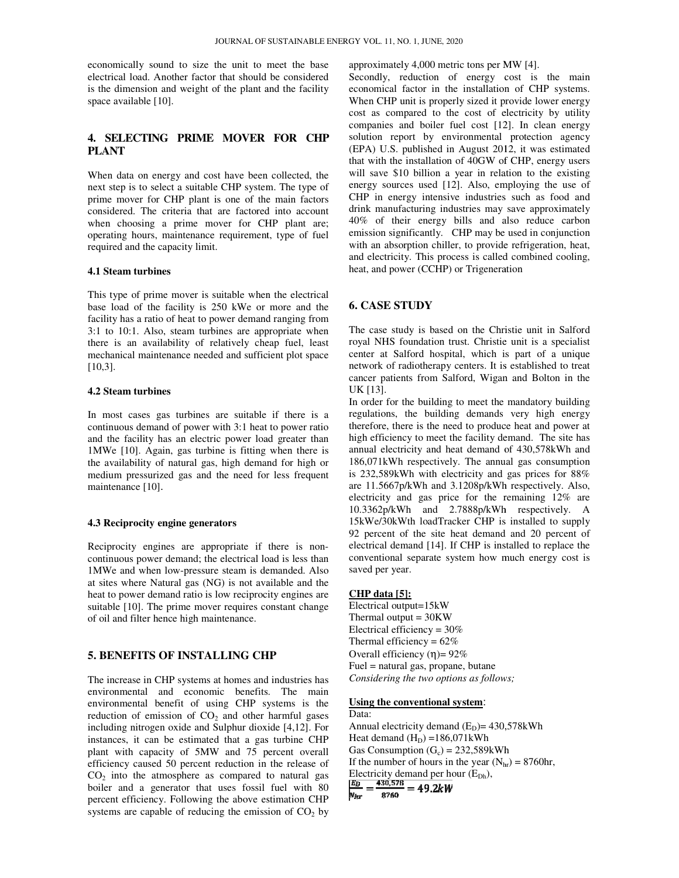economically sound to size the unit to meet the base electrical load. Another factor that should be considered is the dimension and weight of the plant and the facility space available [10].

## 4. SELECTING PRIME MOVER FOR CHP PLANT

When data on energy and cost have been collected, the next step is to select a suitable CHP system. The type of prime mover for CHP plant is one of the main factors considered. The criteria that are factored into account when choosing a prime mover for CHP plant are; operating hours, maintenance requirement, type of fuel required and the capacity limit.

### 4.1 Steam turbines

This type of prime mover is suitable when the electrical base load of the facility is 250 kWe or more and the facility has a ratio of heat to power demand ranging from 3:1 to 10:1. Also, steam turbines are appropriate when there is an availability of relatively cheap fuel, least mechanical maintenance needed and sufficient plot space [10,3].

### 4.2 Steam turbines

In most cases gas turbines are suitable if there is a continuous demand of power with 3:1 heat to power ratio and the facility has an electric power load greater than 1MWe [10]. Again, gas turbine is fitting when there is the availability of natural gas, high demand for high or medium pressurized gas and the need for less frequent maintenance [10].

### 4.3 Reciprocity engine generators

Reciprocity engines are appropriate if there is non-continuous power demand; the electrical load is less than 1MWe and when low-pressure steam is demanded. Also at sites where Natural gas (NG) is not available and the heat to power demand ratio is low reciprocity engines are suitable [10]. The prime mover requires constant change of oil and filter hence high maintenance.

## 5. BENEFITS OF INSTALLING CHP

The increase in CHP systems at homes and industries has environmental and economic benefits. The main environmental benefit of using CHP systems is the reduction of emission of $CO_2$ and other harmful gases including nitrogen oxide and Sulphur dioxide [4,12]. For instances, it can be estimated that a gas turbine CHP plant with capacity of 5MW and 75 percent overall efficiency caused 50 percent reduction in the release of $CO_2$ into the atmosphere as compared to natural gas boiler and a generator that uses fossil fuel with 80 percent efficiency. Following the above estimation CHP systems are capable of reducing the emission of $CO_2$ by approximately 4,000 metric tons per MW [4].

Secondly, reduction of energy cost is the main economical factor in the installation of CHP systems. When CHP unit is properly sized it provide lower energy cost as compared to the cost of electricity by utility companies and boiler fuel cost [12]. In clean energy solution report by environmental protection agency (EPA) U.S. published in August 2012, it was estimated that with the installation of 40GW of CHP, energy users will save $10 billion a year in relation to the existing energy sources used [12]. Also, employing the use of CHP in energy intensive industries such as food and drink manufacturing industries may save approximately 40% of their energy bills and also reduce carbon emission significantly. CHP may be used in conjunction with an absorption chiller, to provide refrigeration, heat, and electricity. This process is called combined cooling, heat, and power (CCHP) or Trigeneration

## 6. CASE STUDY

The case study is based on the Christie unit in Salford royal NHS foundation trust. Christie unit is a specialist center at Salford hospital, which is part of a unique network of radiotherapy centers. It is established to treat cancer patients from Salford, Wigan and Bolton in the UK [13].

In order for the building to meet the mandatory building regulations, the building demands very high energy therefore, there is the need to produce heat and power at high efficiency to meet the facility demand. The site has annual electricity and heat demand of 430,578kWh and 186,071kWh respectively. The annual gas consumption is 232,589kWh with electricity and gas prices for 88% are 11.5667p/kWh and 3.1208p/kWh respectively. Also, electricity and gas price for the remaining 12% are 10.3362p/kWh and 2.7888p/kWh respectively. A 15kWe/30kWth loadTracker CHP is installed to supply 92 percent of the site heat demand and 20 percent of electrical demand [14]. If CHP is installed to replace the conventional separate system how much energy cost is saved per year.

**CHP data [5]:**

Electrical output=15kW
Thermal output = 30KW
Electrical efficiency = 30%
Thermal efficiency = 62%
Overall efficiency ($\eta$)= 92%
Fuel = natural gas, propane, butane
*Considering the two options as follows;*

**Using the conventional system:**

Data:
Annual electricity demand ($E_D$)= 430,578kWh
Heat demand ($H_D$) =186,071kWh
Gas Consumption ($G_c$) = 232,589kWh
If the number of hours in the year ($N_{hr}$) = 8760hr,
Electricity demand per hour ($E_{Dh}$),

$$\frac{E_D}{N_{hr}} = \frac{430{,}578}{8760} = 49.2kW$$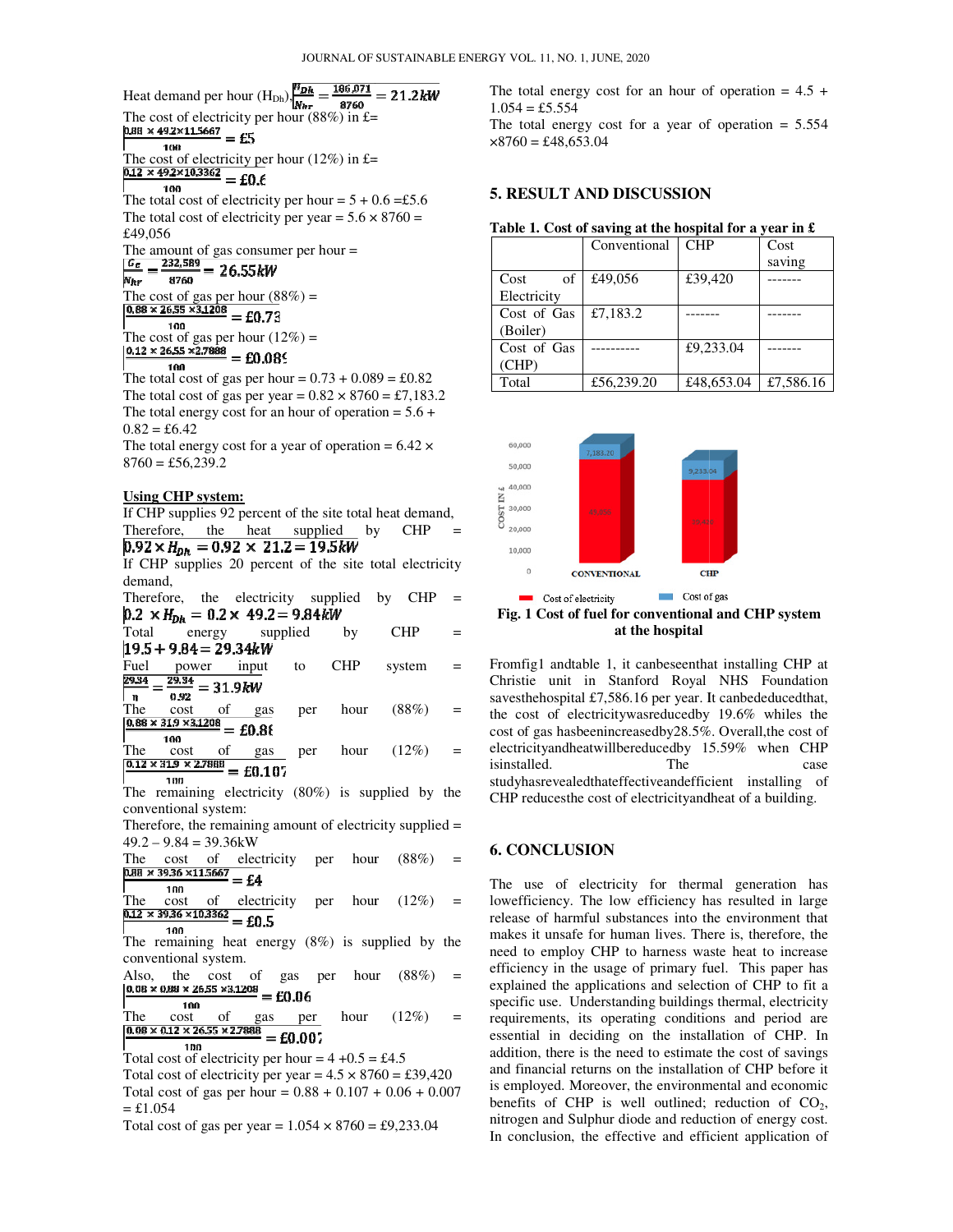Heat demand per hour ($H_{Dh}$), $\frac{H_{Dh}}{N_{hr}} = \frac{186{,}071}{8760} = 21.2kW$

The cost of electricity per hour (88%) in £= $\frac{0.88 \times 49.2 \times 11.5667}{100} = £5$

The cost of electricity per hour (12%) in £= $\frac{0.12 \times 49.2 \times 10.3362}{100} = £0.6$

The total cost of electricity per hour = 5 + 0.6 =£5.6

The total cost of electricity per year = 5.6 × 8760 = £49,056

The amount of gas consumer per hour = $\frac{G_G}{N_{hr}} = \frac{232{,}589}{8760} = 26.55kW$

The cost of gas per hour (88%) = $\frac{0.88 \times 26.55 \times 3.1208}{100} = £0.73$

The cost of gas per hour (12%) = $\frac{0.12 \times 26.55 \times 2.7888}{100} = £0.089$

The total cost of gas per hour = 0.73 + 0.089 = £0.82

The total cost of gas per year = 0.82 × 8760 = £7,183.2

The total energy cost for an hour of operation = 5.6 + 0.82 = £6.42

The total energy cost for a year of operation = 6.42 × 8760 = £56,239.2

**Using CHP system:**

If CHP supplies 92 percent of the site total heat demand,

Therefore, the heat supplied by CHP = $0.92 \times H_{Dh} = 0.92 \times 21.2 = 19.5kW$

If CHP supplies 20 percent of the site total electricity demand,

Therefore, the electricity supplied by CHP = $0.2 \times H_{Dh} = 0.2 \times 49.2 = 9.84kW$

Total energy supplied by CHP = $19.5 + 9.84 = 29.34kW$

Fuel power input to CHP system = $\frac{29.34}{\eta} = \frac{29.34}{0.92} = 31.9kW$

The cost of gas per hour (88%) = $\frac{0.88 \times 31.9 \times 3.1208}{100} = £0.88$

The cost of gas per hour (12%) = $\frac{0.12 \times 31.9 \times 2.7888}{100} = £0.107$

The remaining electricity (80%) is supplied by the conventional system:

Therefore, the remaining amount of electricity supplied = 49.2 – 9.84 = 39.36kW

The cost of electricity per hour (88%) = $\frac{0.88 \times 39.36 \times 11.5667}{100} = £4$

The cost of electricity per hour (12%) = $\frac{0.12 \times 39.36 \times 10.3362}{100} = £0.5$

The remaining heat energy (8%) is supplied by the conventional system.

Also, the cost of gas per hour (88%) = $\frac{0.08 \times 0.88 \times 26.55 \times 3.1208}{100} = £0.06$

The cost of gas per hour (12%) = $\frac{0.08 \times 0.12 \times 26.55 \times 2.7888}{100} = £0.007$

Total cost of electricity per hour = 4 +0.5 = £4.5

Total cost of electricity per year = 4.5 × 8760 = £39,420

Total cost of gas per hour = 0.88 + 0.107 + 0.06 + 0.007 = £1.054

Total cost of gas per year = 1.054 × 8760 = £9,233.04

The total energy cost for an hour of operation = 4.5 + 1.054 = £5.554

The total energy cost for a year of operation = 5.554 ×8760 = £48,653.04

## 5. RESULT AND DISCUSSION

**Table 1. Cost of saving at the hospital for a year in £**

| | Conventional | CHP | Cost saving |
|---|---|---|---|
| Cost of Electricity | £49,056 | £39,420 | ------- |
| Cost of Gas (Boiler) | £7,183.2 | ------- | ------- |
| Cost of Gas (CHP) | ---------- | £9,233.04 | ------- |
| Total | £56,239.20 | £48,653.04 | £7,586.16 |

**Fig. 1 Cost of fuel for conventional and CHP system at the hospital**

Fromfig1 andtable 1, it canbeseenthat installing CHP at Christie unit in Stanford Royal NHS Foundation savesthehospital £7,586.16 per year. It canbededucedthat, the cost of electricitywasreducedby 19.6% whiles the cost of gas hasbeenincreasedby28.5%. Overall,the cost of electricityandheatwillbereducedby 15.59% when CHP isinstalled. The case studyhasrevealedthateffectiveandefficient installing of CHP reducesthe cost of electricityandheat of a building.

## 6. CONCLUSION

The use of electricity for thermal generation has lowefficiency. The low efficiency has resulted in large release of harmful substances into the environment that makes it unsafe for human lives. There is, therefore, the need to employ CHP to harness waste heat to increase efficiency in the usage of primary fuel. This paper has explained the applications and selection of CHP to fit a specific use. Understanding buildings thermal, electricity requirements, its operating conditions and period are essential in deciding on the installation of CHP. In addition, there is the need to estimate the cost of savings and financial returns on the installation of CHP before it is employed. Moreover, the environmental and economic benefits of CHP is well outlined; reduction of $CO_2$, nitrogen and Sulphur diode and reduction of energy cost. In conclusion, the effective and efficient application of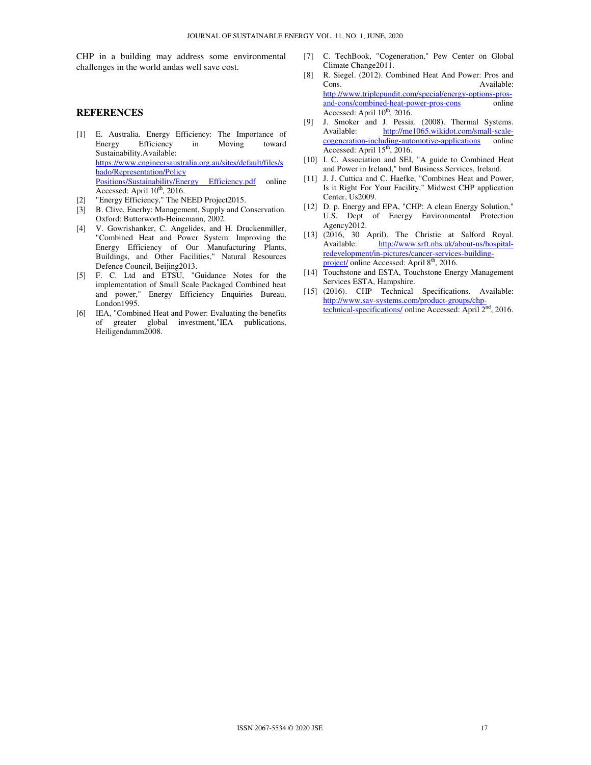CHP in a building may address some environmental challenges in the world andas well save cost.

## REFERENCES

[1] E. Australia. Energy Efficiency: The Importance of Energy Efficiency in Moving toward Sustainability.Available: https://www.engineersaustralia.org.au/sites/default/files/shado/Representation/Policy Positions/Sustainability/Energy Efficiency.pdf online Accessed: April 10th, 2016.

[2] "Energy Efficiency," The NEED Project2015.

[3] B. Clive, Enerhy: Management, Supply and Conservation. Oxford: Butterworth-Heinemann, 2002.

[4] V. Gowrishanker, C. Angelides, and H. Druckenmiller, "Combined Heat and Power System: Improving the Energy Efficiency of Our Manufacturing Plants, Buildings, and Other Facilities," Natural Resources Defence Council, Beijing2013.

[5] F. C. Ltd and ETSU, "Guidance Notes for the implementation of Small Scale Packaged Combined heat and power," Energy Efficiency Enquiries Bureau, London1995.

[6] IEA, "Combined Heat and Power: Evaluating the benefits of greater global investment,"IEA publications, Heiligendamm2008.

[7] C. TechBook, "Cogeneration," Pew Center on Global Climate Change2011.

[8] R. Siegel. (2012). Combined Heat And Power: Pros and Cons. Available: http://www.triplepundit.com/special/energy-options-pros-and-cons/combined-heat-power-pros-cons online Accessed: April 10th, 2016.

[9] J. Smoker and J. Pessia. (2008). Thermal Systems. Available: http://me1065.wikidot.com/small-scale-cogeneration-including-automotive-applications online Accessed: April 15th, 2016.

[10] I. C. Association and SEI, "A guide to Combined Heat and Power in Ireland," bmf Business Services, Ireland.

[11] J. J. Cuttica and C. Haefke, "Combines Heat and Power, Is it Right For Your Facility," Midwest CHP application Center, Us2009.

[12] D. p. Energy and EPA, "CHP: A clean Energy Solution," U.S. Dept of Energy Environmental Protection Agency2012.

[13] (2016, 30 April). The Christie at Salford Royal. Available: http://www.srft.nhs.uk/about-us/hospital-redevelopment/in-pictures/cancer-services-building-project/ online Accessed: April 8th, 2016.

[14] Touchstone and ESTA, Touchstone Energy Management Services ESTA, Hampshire.

[15] (2016). CHP Technical Specifications. Available: http://www.sav-systems.com/product-groups/chp-technical-specifications/ online Accessed: April 2nd, 2016.